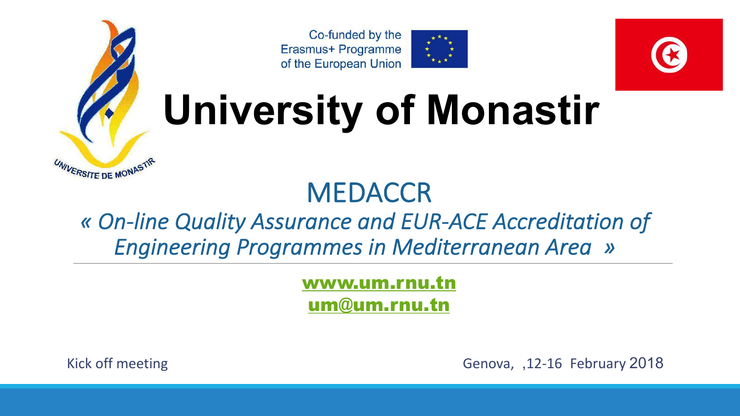Co-funded by the Erasmus+ Programme of the European Union

# University of Monastir

UNIVERSITE DE MONASTIR

## MEDACCR

*« On-line Quality Assurance and EUR-ACE Accreditation of Engineering Programmes in Mediterranean Area »*

---

**www.um.rnu.tn**

**um@um.rnu.tn**

Kick off meeting

Genova, ,12-16 February 2018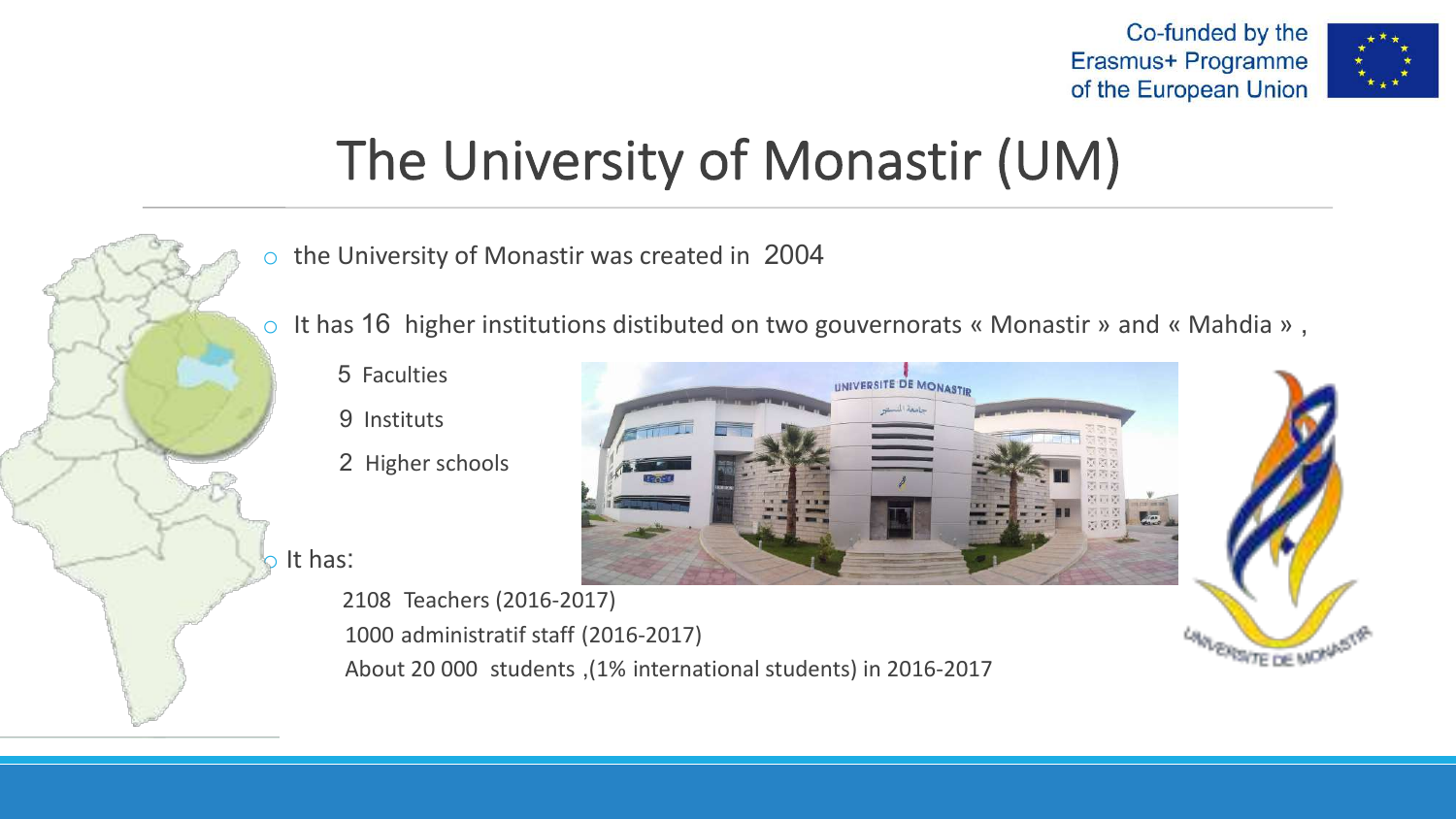# The University of Monastir (UM)

- the University of Monastir was created in 2004
- It has 16 higher institutions distibuted on two gouvernorats « Monastir » and « Mahdia » ,
  - 5 Faculties
  - 9 Instituts
  - 2 Higher schools
- It has:
  - 2108 Teachers (2016-2017)
  - 1000 administratif staff (2016-2017)
  - About 20 000 students ,(1% international students) in 2016-2017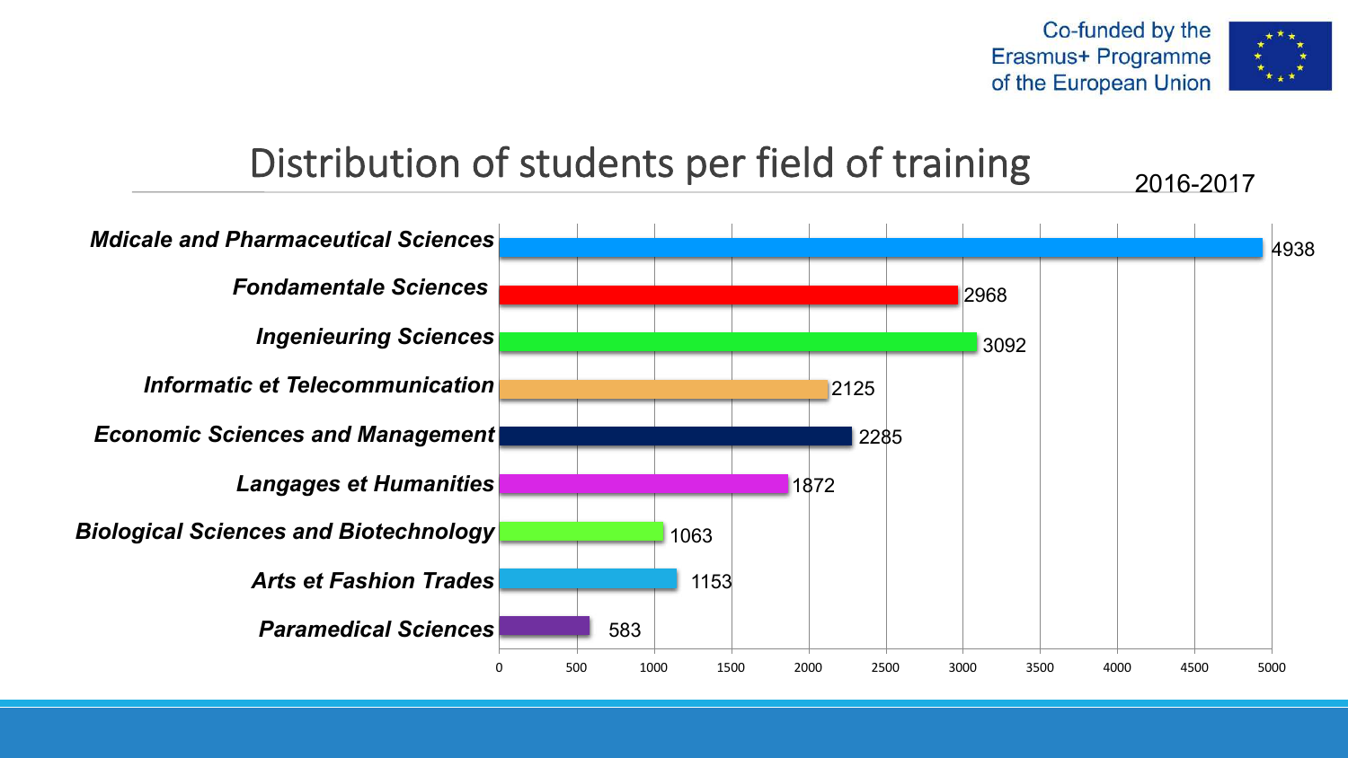Co-funded by the Erasmus+ Programme of the European Union

# Distribution of students per field of training

2016-2017

| Field of training | Number of students |
| --- | --- |
| Mdicale and Pharmaceutical Sciences | 4938 |
| Fondamentale Sciences | 2968 |
| Ingenieuring Sciences | 3092 |
| Informatic et Telecommunication | 2125 |
| Economic Sciences and Management | 2285 |
| Langages et Humanities | 1872 |
| Biological Sciences and Biotechnology | 1063 |
| Arts et Fashion Trades | 1153 |
| Paramedical Sciences | 583 |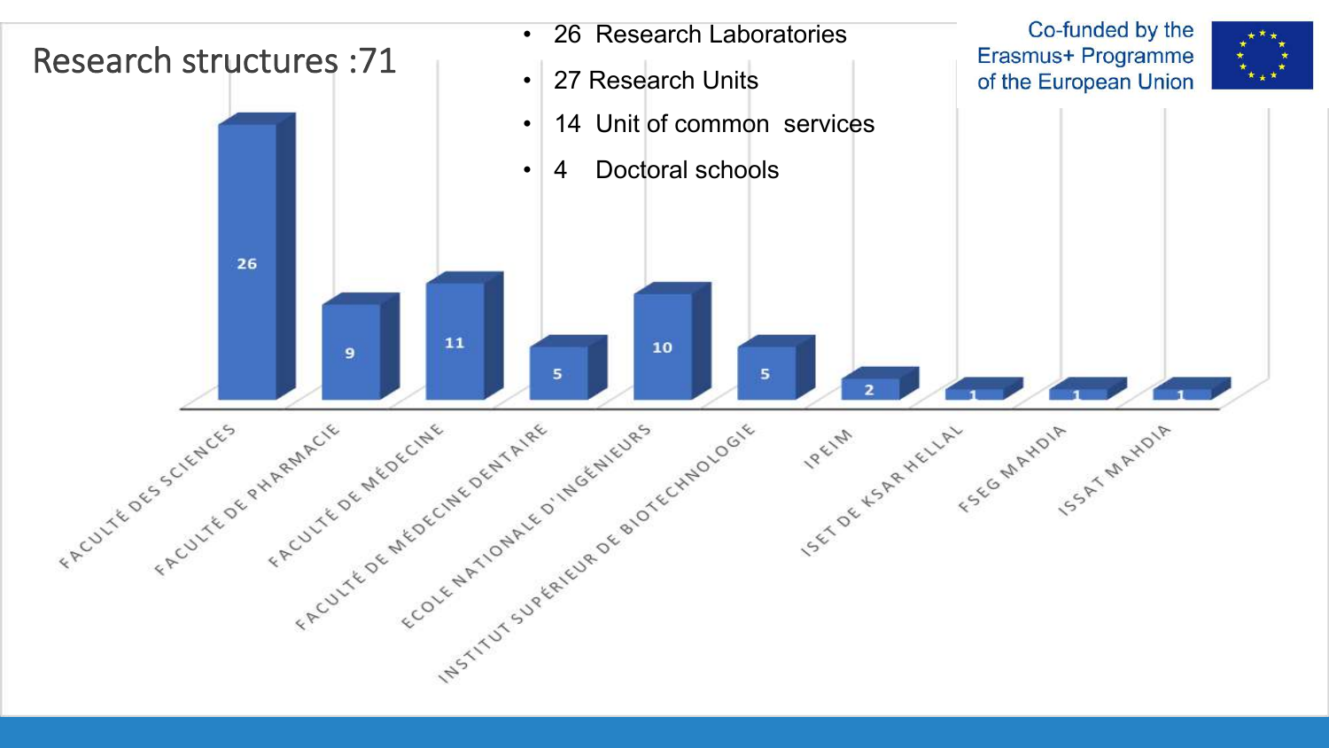# Research structures :71

- 26 Research Laboratories
- 27 Research Units
- 14 Unit of common services
- 4 Doctoral schools

Co-funded by the Erasmus+ Programme of the European Union

| Institution | Research structures |
| --- | --- |
| FACULTÉ DES SCIENCES | 26 |
| FACULTÉ DE PHARMACIE | 9 |
| FACULTÉ DE MÉDECINE | 11 |
| FACULTÉ DE MÉDECINE DENTAIRE | 5 |
| ECOLE NATIONALE D'INGÉNIEURS | 10 |
| INSTITUT SUPÉRIEUR DE BIOTECHNOLOGIE | 5 |
| IPEIM | 2 |
| ISET DE KSAR HELLAL | 1 |
| FSEG MAHDIA | 1 |
| ISSAT MAHDIA | 1 |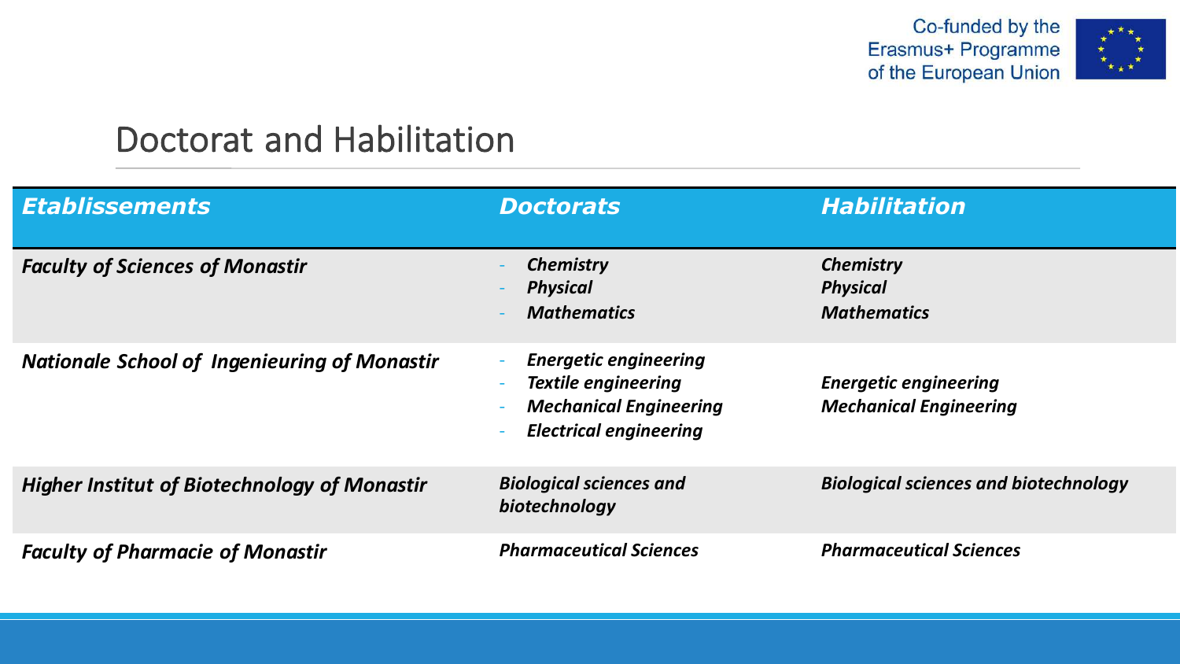# Doctorat and Habilitation

| *Etablissements* | *Doctorats* | *Habilitation* |
|---|---|---|
| ***Faculty of Sciences of Monastir*** | - ***Chemistry***<br>- ***Physical***<br>- ***Mathematics*** | ***Chemistry***<br>***Physical***<br>***Mathematics*** |
| ***Nationale School of Ingenieuring of Monastir*** | - ***Energetic engineering***<br>- ***Textile engineering***<br>- ***Mechanical Engineering***<br>- ***Electrical engineering*** | ***Energetic engineering***<br>***Mechanical Engineering*** |
| ***Higher Institut of Biotechnology of Monastir*** | ***Biological sciences and biotechnology*** | ***Biological sciences and biotechnology*** |
| ***Faculty of Pharmacie of Monastir*** | ***Pharmaceutical Sciences*** | ***Pharmaceutical Sciences*** |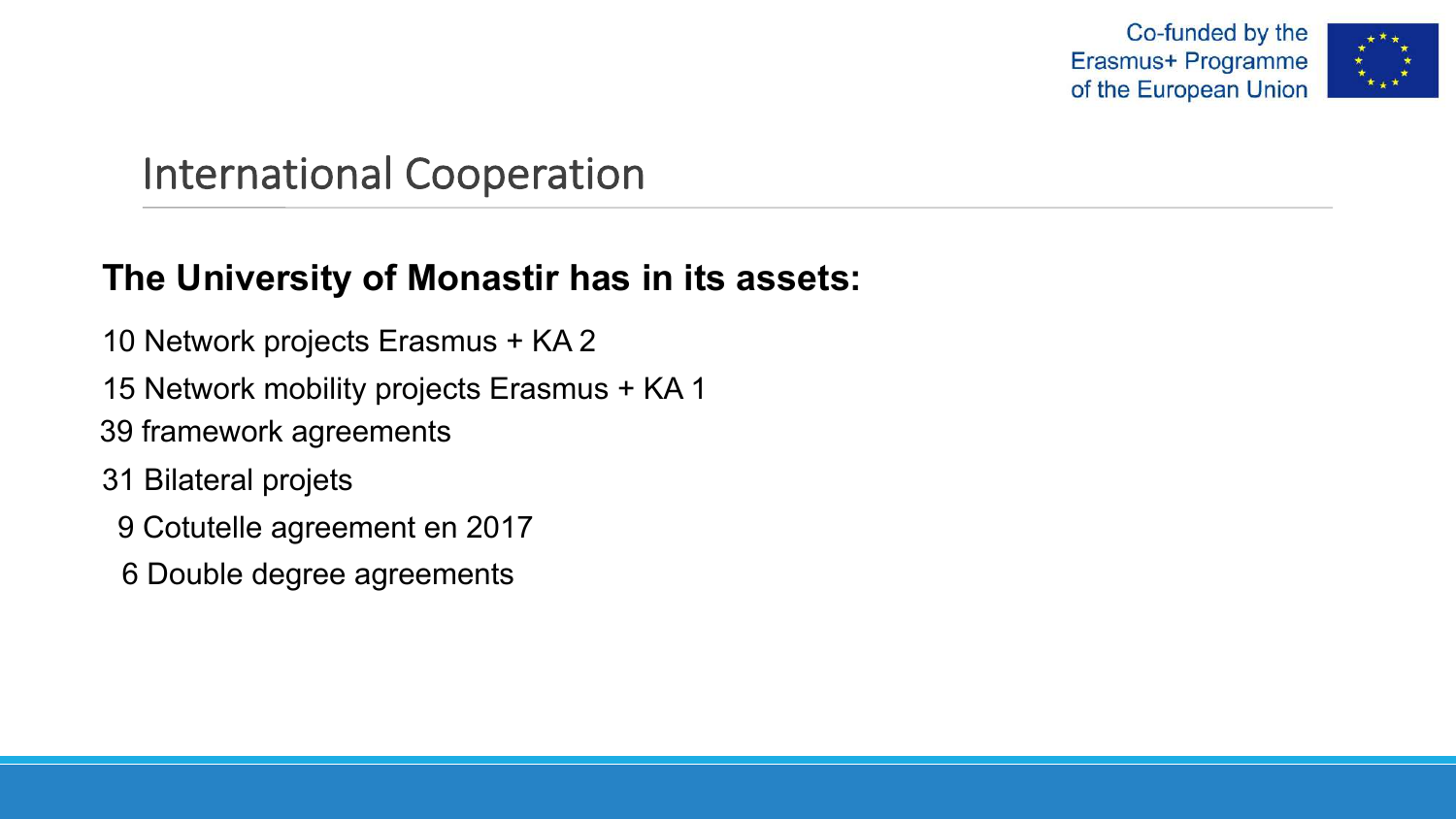## International Cooperation

**The University of Monastir has in its assets:**

10 Network projects Erasmus + KA 2

15 Network mobility projects Erasmus + KA 1

39 framework agreements

31 Bilateral projets

9 Cotutelle agreement en 2017

6 Double degree agreements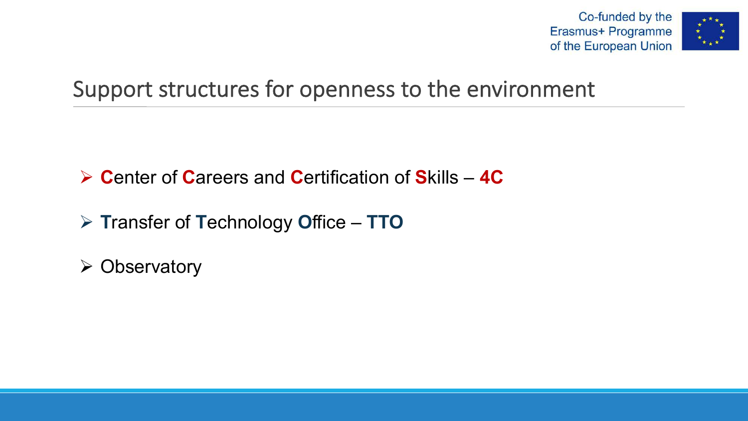## Support structures for openness to the environment

- **C**enter of **C**areers and **C**ertification of **S**kills – **4C**
- **T**ransfer of **T**echnology **O**ffice – **TTO**
- Observatory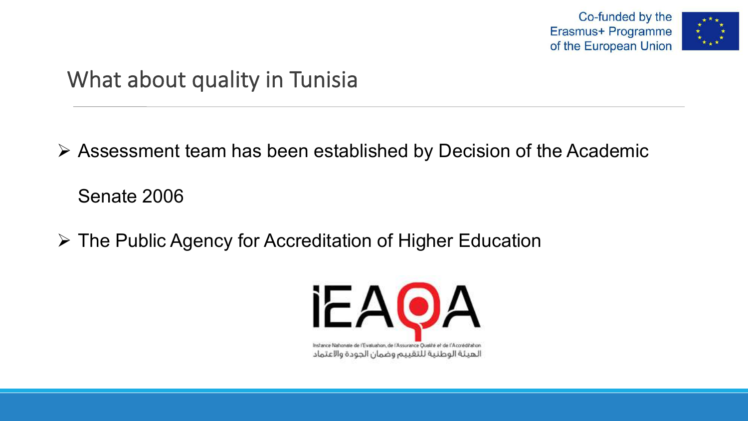## What about quality in Tunisia

- Assessment team has been established by Decision of the Academic Senate 2006
- The Public Agency for Accreditation of Higher Education

iEAQA

Instance Nationale de l'Evaluation, de l'Assurance Qualité et de l'Accréditation

الهيئة الوطنية للتقييم وضمان الجودة والاعتماد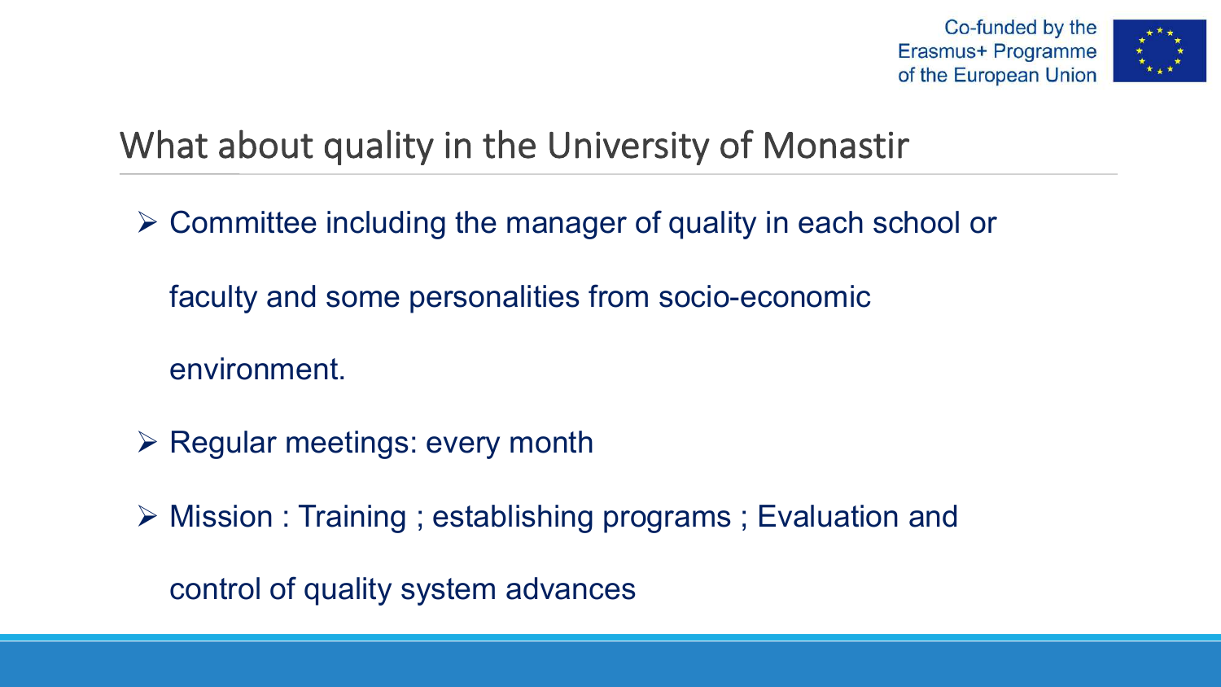## What about quality in the University of Monastir

- Committee including the manager of quality in each school or faculty and some personalities from socio-economic environment.
- Regular meetings: every month
- Mission : Training ; establishing programs ; Evaluation and control of quality system advances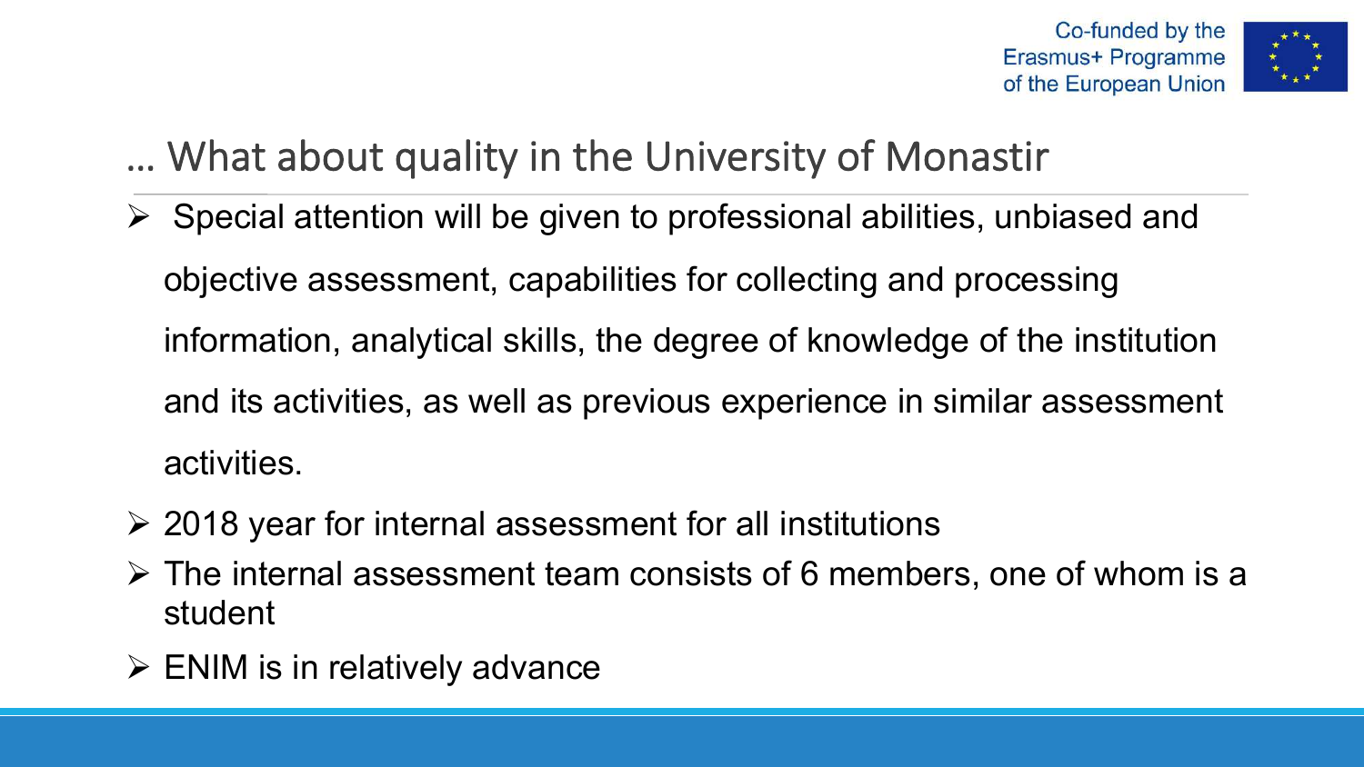## … What about quality in the University of Monastir

- Special attention will be given to professional abilities, unbiased and objective assessment, capabilities for collecting and processing information, analytical skills, the degree of knowledge of the institution and its activities, as well as previous experience in similar assessment activities.
- 2018 year for internal assessment for all institutions
- The internal assessment team consists of 6 members, one of whom is a student
- ENIM is in relatively advance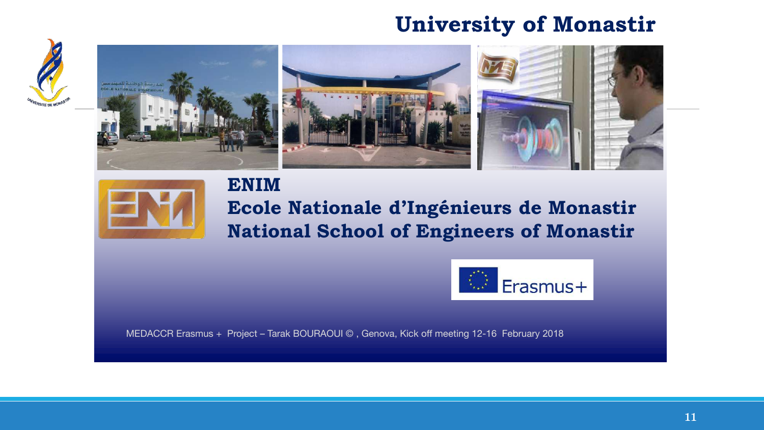# University of Monastir

## ENIM

## Ecole Nationale d'Ingénieurs de Monastir

## National School of Engineers of Monastir

Erasmus+

MEDACCR Erasmus + Project – Tarak BOURAOUI © , Genova, Kick off meeting 12-16 February 2018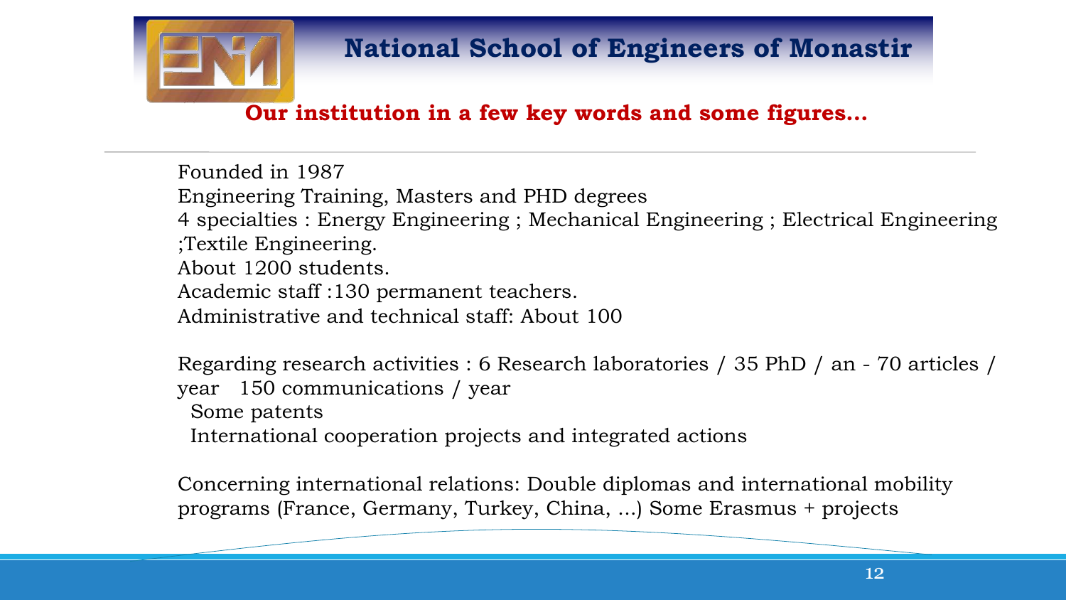## National School of Engineers of Monastir

### Our institution in a few key words and some figures…

Founded in 1987
Engineering Training, Masters and PHD degrees
4 specialties : Energy Engineering ; Mechanical Engineering ; Electrical Engineering ;Textile Engineering.
About 1200 students.
Academic staff :130 permanent teachers.
Administrative and technical staff: About 100

Regarding research activities : 6 Research laboratories / 35 PhD / an - 70 articles / year 150 communications / year
Some patents
International cooperation projects and integrated actions

Concerning international relations: Double diplomas and international mobility programs (France, Germany, Turkey, China, ...) Some Erasmus + projects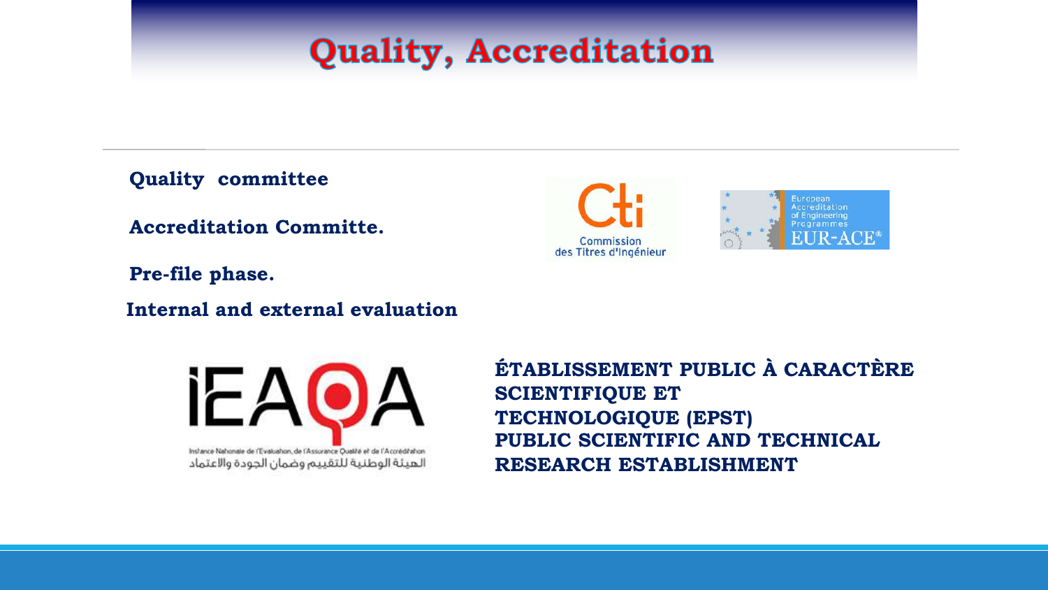# Quality, Accreditation

**Quality committee**

**Accreditation Committe.**

**Pre-file phase.**

**Internal and external evaluation**

Commission des Titres d'Ingénieur

European Accreditation of Engineering Programmes EUR-ACE®

Instance Nationale de l'Evaluation, de l'Assurance Qualité et de l'Accréditation

الهيئة الوطنية للتقييم وضمان الجودة والاعتماد

**ÉTABLISSEMENT PUBLIC À CARACTÈRE SCIENTIFIQUE ET TECHNOLOGIQUE (EPST)**

**PUBLIC SCIENTIFIC AND TECHNICAL RESEARCH ESTABLISHMENT**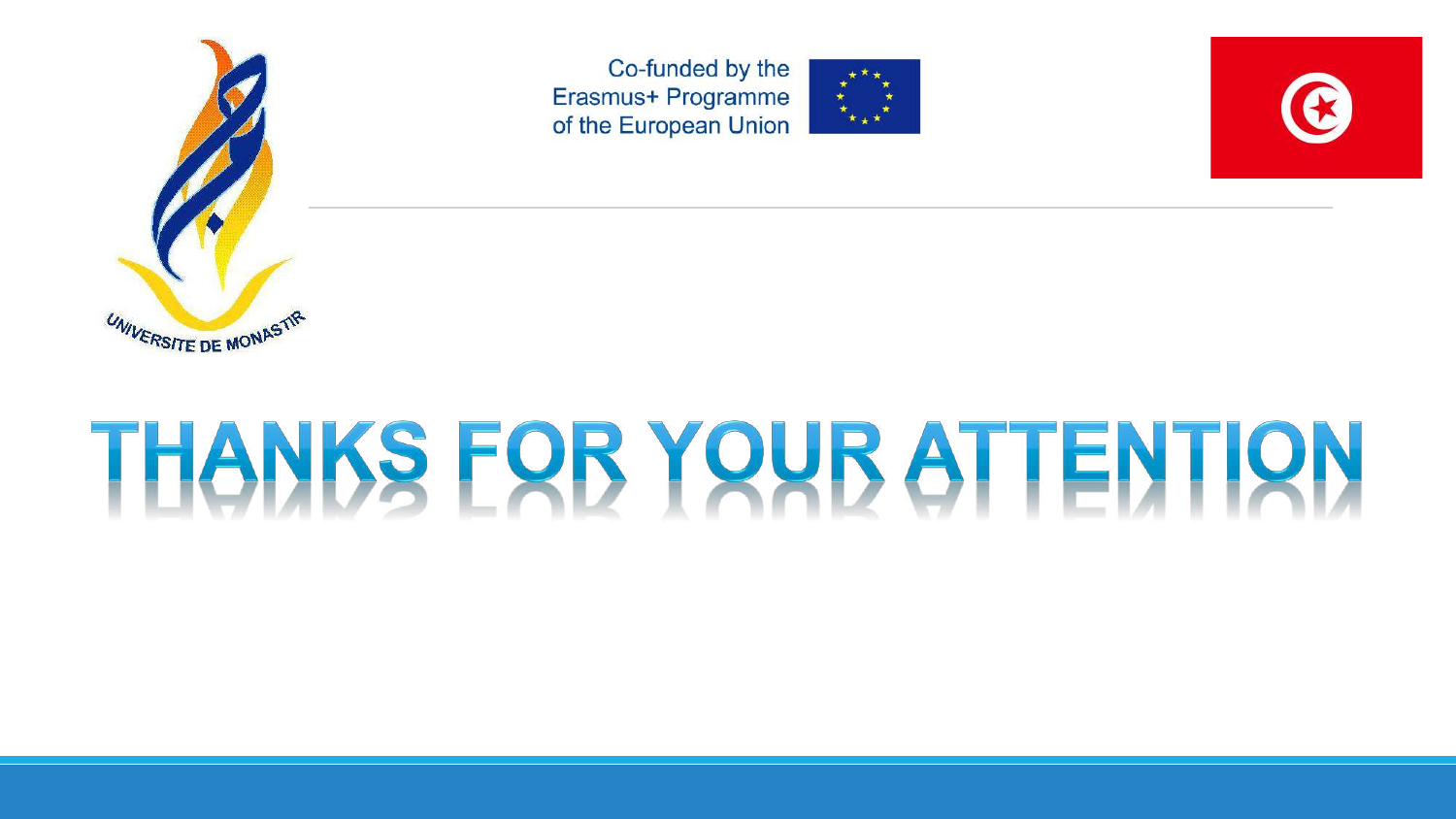Co-funded by the Erasmus+ Programme of the European Union

# THANKS FOR YOUR ATTENTION